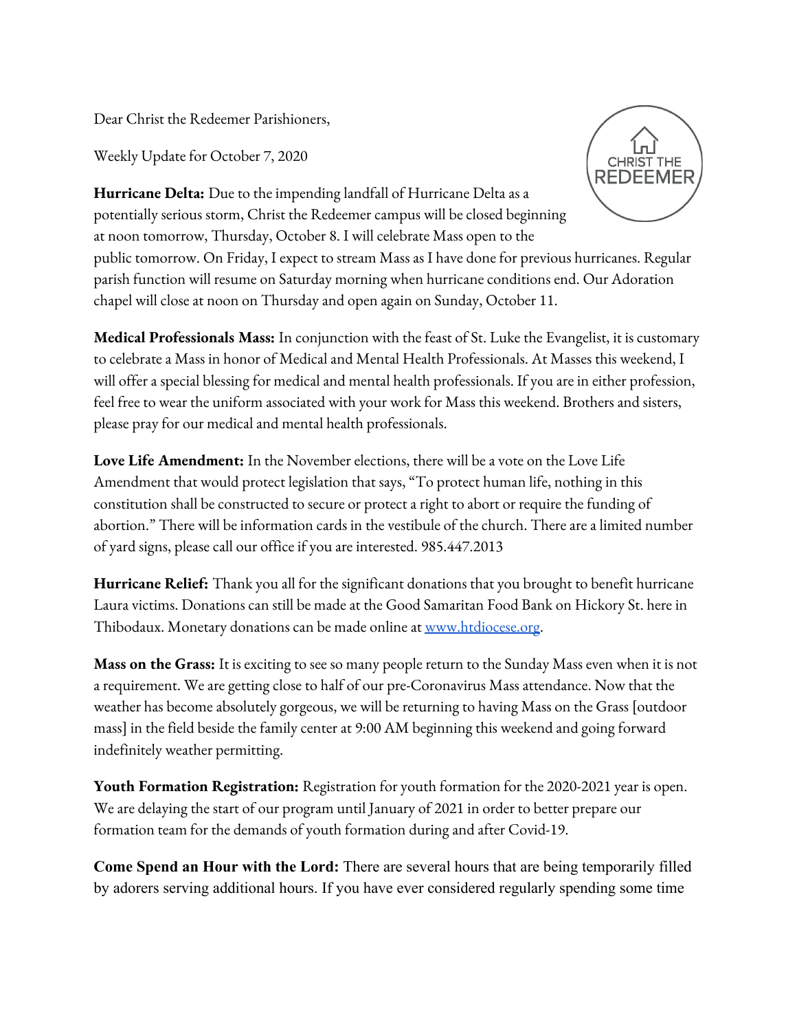Dear Christ the Redeemer Parishioners,

Weekly Update for October 7, 2020

**Hurricane Delta:** Due to the impending landfall of Hurricane Delta as a potentially serious storm, Christ the Redeemer campus will be closed beginning at noon tomorrow, Thursday, October 8. I will celebrate Mass open to the public tomorrow. On Friday, I expect to stream Mass as I have done for previous hurricanes. Regular parish function will resume on Saturday morning when hurricane conditions end. Our Adoration chapel will close at noon on Thursday and open again on Sunday, October 11.

**Medical Professionals Mass:** In conjunction with the feast of St. Luke the Evangelist, it is customary to celebrate a Mass in honor of Medical and Mental Health Professionals. At Masses this weekend, I will offer a special blessing for medical and mental health professionals. If you are in either profession, feel free to wear the uniform associated with your work for Mass this weekend. Brothers and sisters, please pray for our medical and mental health professionals.

**Love Life Amendment:** In the November elections, there will be a vote on the Love Life Amendment that would protect legislation that says, "To protect human life, nothing in this constitution shall be constructed to secure or protect a right to abort or require the funding of abortion." There will be information cards in the vestibule of the church. There are a limited number of yard signs, please call our office if you are interested. 985.447.2013

**Hurricane Relief:** Thank you all for the significant donations that you brought to benefit hurricane Laura victims. Donations can still be made at the Good Samaritan Food Bank on Hickory St. here in Thibodaux. Monetary donations can be made online at [www.htdiocese.org](http://www.htdiocese.org).

**Mass on the Grass:** It is exciting to see so many people return to the Sunday Mass even when it is not a requirement. We are getting close to half of our pre-Coronavirus Mass attendance. Now that the weather has become absolutely gorgeous, we will be returning to having Mass on the Grass [outdoor mass] in the field beside the family center at 9:00 AM beginning this weekend and going forward indefinitely weather permitting.

**Youth Formation Registration:** Registration for youth formation for the 2020-2021 year is open. We are delaying the start of our program until January of 2021 in order to better prepare our formation team for the demands of youth formation during and after Covid-19.

**Come Spend an Hour with the Lord:** There are several hours that are being temporarily filled by adorers serving additional hours. If you have ever considered regularly spending some time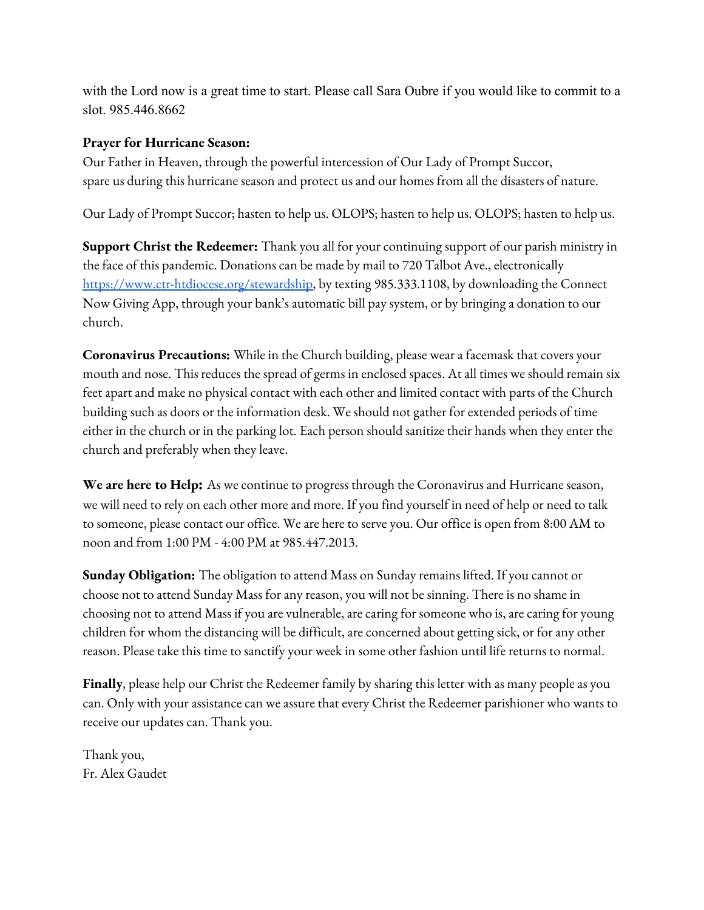with the Lord now is a great time to start. Please call Sara Oubre if you would like to commit to a slot. 985.446.8662

**Prayer for Hurricane Season:**
Our Father in Heaven, through the powerful intercession of Our Lady of Prompt Succor, spare us during this hurricane season and protect us and our homes from all the disasters of nature.

Our Lady of Prompt Succor; hasten to help us. OLOPS; hasten to help us. OLOPS; hasten to help us.

**Support Christ the Redeemer:** Thank you all for your continuing support of our parish ministry in the face of this pandemic. Donations can be made by mail to 720 Talbot Ave., electronically [https://www.ctr-htdiocese.org/stewardship](https://www.ctr-htdiocese.org/stewardship), by texting 985.333.1108, by downloading the Connect Now Giving App, through your bank's automatic bill pay system, or by bringing a donation to our church.

**Coronavirus Precautions:** While in the Church building, please wear a facemask that covers your mouth and nose. This reduces the spread of germs in enclosed spaces. At all times we should remain six feet apart and make no physical contact with each other and limited contact with parts of the Church building such as doors or the information desk. We should not gather for extended periods of time either in the church or in the parking lot. Each person should sanitize their hands when they enter the church and preferably when they leave.

**We are here to Help:** As we continue to progress through the Coronavirus and Hurricane season, we will need to rely on each other more and more. If you find yourself in need of help or need to talk to someone, please contact our office. We are here to serve you. Our office is open from 8:00 AM to noon and from 1:00 PM - 4:00 PM at 985.447.2013.

**Sunday Obligation:** The obligation to attend Mass on Sunday remains lifted. If you cannot or choose not to attend Sunday Mass for any reason, you will not be sinning. There is no shame in choosing not to attend Mass if you are vulnerable, are caring for someone who is, are caring for young children for whom the distancing will be difficult, are concerned about getting sick, or for any other reason. Please take this time to sanctify your week in some other fashion until life returns to normal.

**Finally**, please help our Christ the Redeemer family by sharing this letter with as many people as you can. Only with your assistance can we assure that every Christ the Redeemer parishioner who wants to receive our updates can. Thank you.

Thank you,
Fr. Alex Gaudet